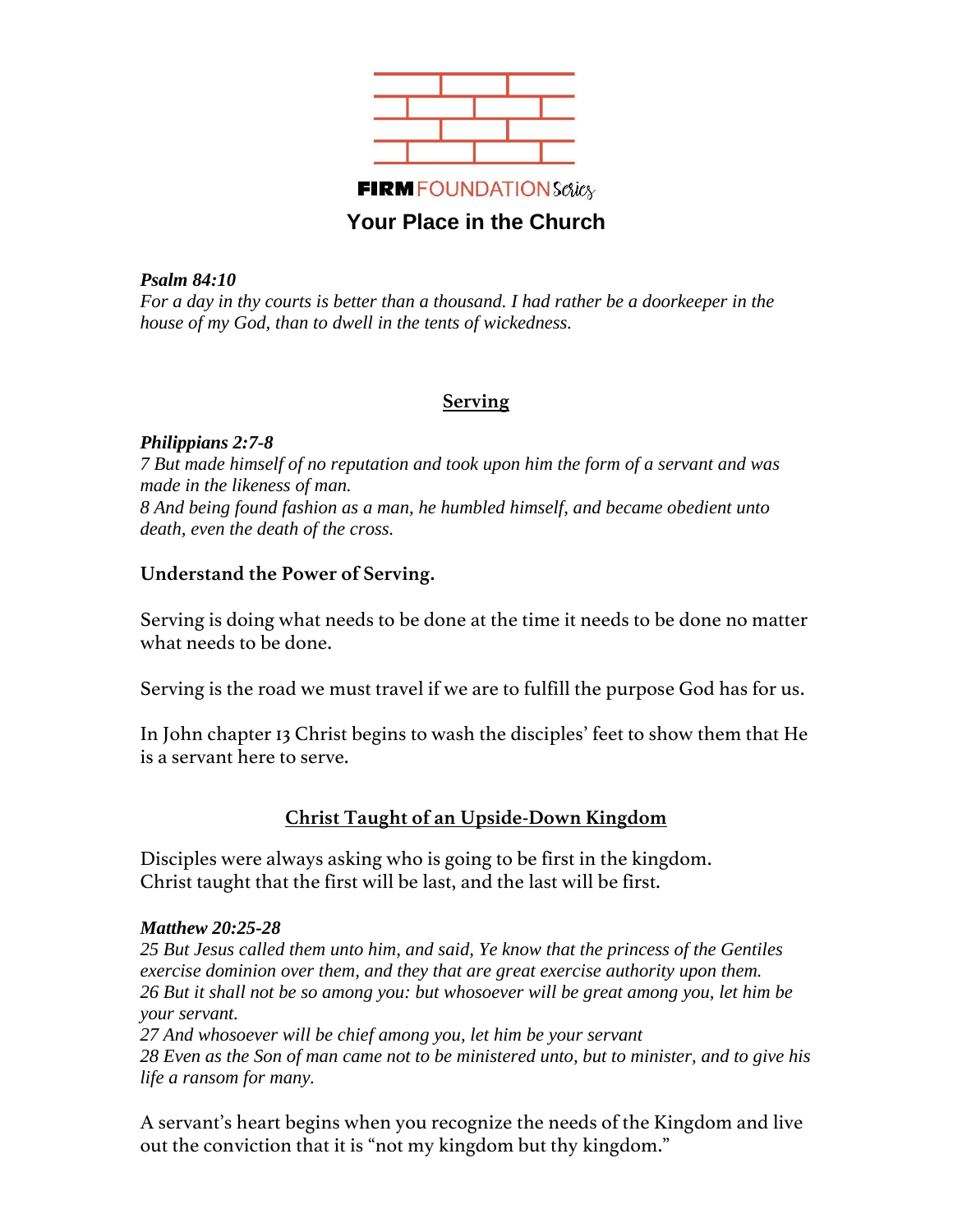**FIRM** FOUNDATION Series

# Your Place in the Church

***Psalm 84:10***
*For a day in thy courts is better than a thousand. I had rather be a doorkeeper in the house of my God, than to dwell in the tents of wickedness.*

## Serving

***Philippians 2:7-8***
*7 But made himself of no reputation and took upon him the form of a servant and was made in the likeness of man.*
*8 And being found fashion as a man, he humbled himself, and became obedient unto death, even the death of the cross.*

### Understand the Power of Serving.

Serving is doing what needs to be done at the time it needs to be done no matter what needs to be done.

Serving is the road we must travel if we are to fulfill the purpose God has for us.

In John chapter 13 Christ begins to wash the disciples' feet to show them that He is a servant here to serve.

## Christ Taught of an Upside-Down Kingdom

Disciples were always asking who is going to be first in the kingdom.
Christ taught that the first will be last, and the last will be first.

***Matthew 20:25-28***
*25 But Jesus called them unto him, and said, Ye know that the princess of the Gentiles exercise dominion over them, and they that are great exercise authority upon them.*
*26 But it shall not be so among you: but whosoever will be great among you, let him be your servant.*
*27 And whosoever will be chief among you, let him be your servant*
*28 Even as the Son of man came not to be ministered unto, but to minister, and to give his life a ransom for many.*

A servant's heart begins when you recognize the needs of the Kingdom and live out the conviction that it is "not my kingdom but thy kingdom."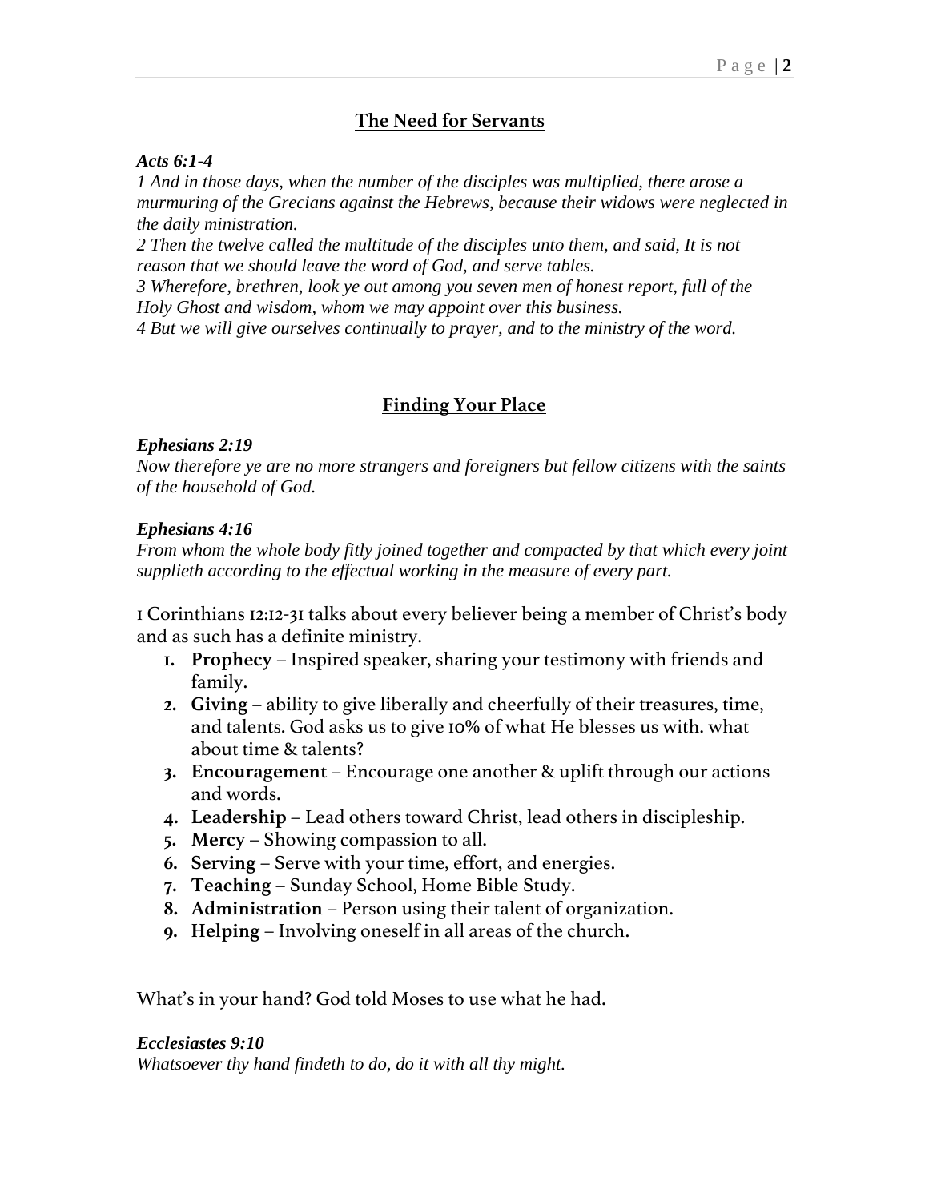## The Need for Servants

***Acts 6:1-4***

*1 And in those days, when the number of the disciples was multiplied, there arose a murmuring of the Grecians against the Hebrews, because their widows were neglected in the daily ministration.*
*2 Then the twelve called the multitude of the disciples unto them, and said, It is not reason that we should leave the word of God, and serve tables.*
*3 Wherefore, brethren, look ye out among you seven men of honest report, full of the Holy Ghost and wisdom, whom we may appoint over this business.*
*4 But we will give ourselves continually to prayer, and to the ministry of the word.*

## Finding Your Place

***Ephesians 2:19***

*Now therefore ye are no more strangers and foreigners but fellow citizens with the saints of the household of God.*

***Ephesians 4:16***

*From whom the whole body fitly joined together and compacted by that which every joint supplieth according to the effectual working in the measure of every part.*

1 Corinthians 12:12-31 talks about every believer being a member of Christ's body and as such has a definite ministry.

1. **Prophecy** – Inspired speaker, sharing your testimony with friends and family.
2. **Giving** – ability to give liberally and cheerfully of their treasures, time, and talents. God asks us to give 10% of what He blesses us with. what about time & talents?
3. **Encouragement** – Encourage one another & uplift through our actions and words.
4. **Leadership** – Lead others toward Christ, lead others in discipleship.
5. **Mercy** – Showing compassion to all.
6. **Serving** – Serve with your time, effort, and energies.
7. **Teaching** – Sunday School, Home Bible Study.
8. **Administration** – Person using their talent of organization.
9. **Helping** – Involving oneself in all areas of the church.

What's in your hand? God told Moses to use what he had.

***Ecclesiastes 9:10***

*Whatsoever thy hand findeth to do, do it with all thy might.*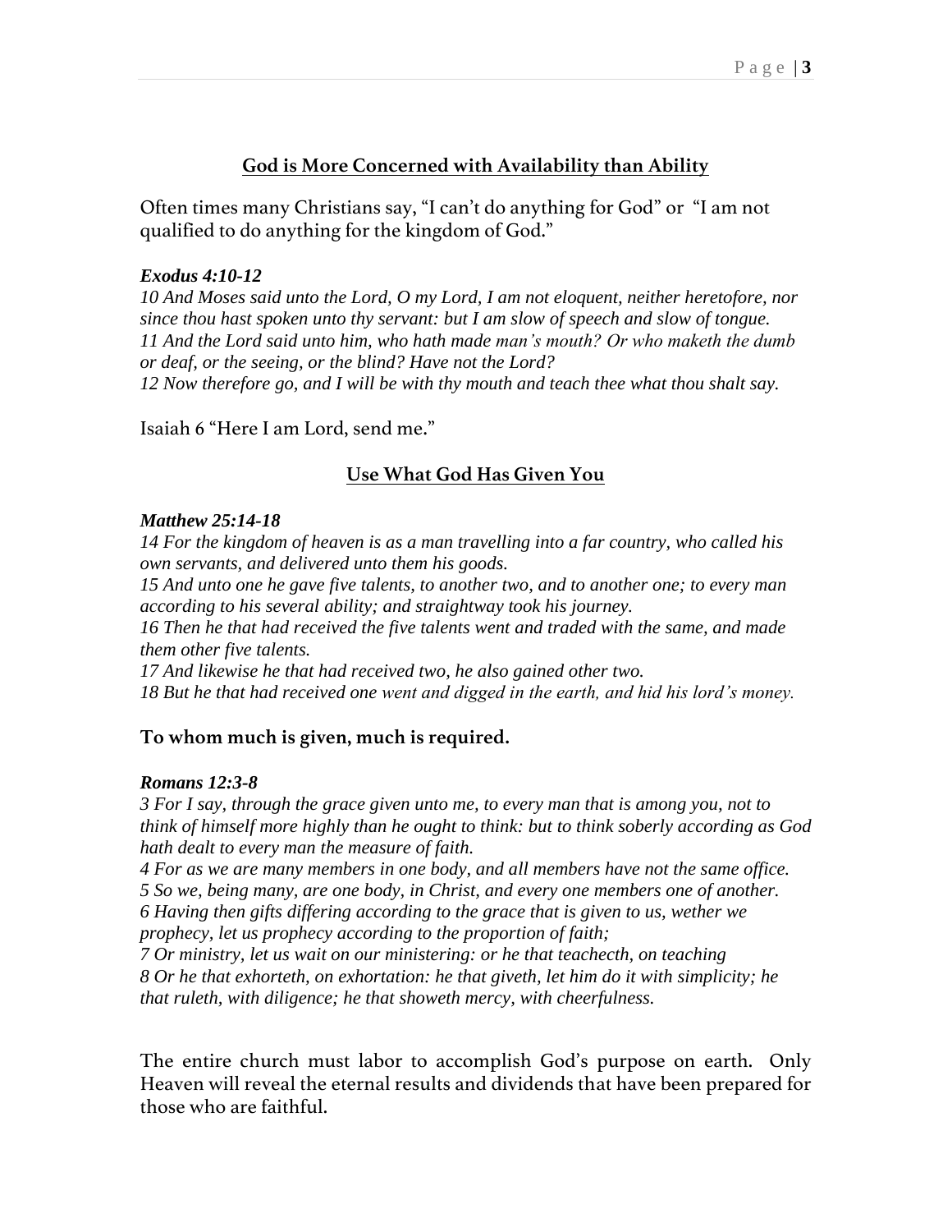## God is More Concerned with Availability than Ability

Often times many Christians say, "I can't do anything for God" or "I am not qualified to do anything for the kingdom of God."

***Exodus 4:10-12***

*10 And Moses said unto the Lord, O my Lord, I am not eloquent, neither heretofore, nor since thou hast spoken unto thy servant: but I am slow of speech and slow of tongue.*
*11 And the Lord said unto him, who hath made man's mouth? Or who maketh the dumb or deaf, or the seeing, or the blind? Have not the Lord?*
*12 Now therefore go, and I will be with thy mouth and teach thee what thou shalt say.*

Isaiah 6 "Here I am Lord, send me."

## Use What God Has Given You

***Matthew 25:14-18***

*14 For the kingdom of heaven is as a man travelling into a far country, who called his own servants, and delivered unto them his goods.*
*15 And unto one he gave five talents, to another two, and to another one; to every man according to his several ability; and straightway took his journey.*
*16 Then he that had received the five talents went and traded with the same, and made them other five talents.*
*17 And likewise he that had received two, he also gained other two.*
*18 But he that had received one went and digged in the earth, and hid his lord's money.*

**To whom much is given, much is required.**

***Romans 12:3-8***

*3 For I say, through the grace given unto me, to every man that is among you, not to think of himself more highly than he ought to think: but to think soberly according as God hath dealt to every man the measure of faith.*
*4 For as we are many members in one body, and all members have not the same office.*
*5 So we, being many, are one body, in Christ, and every one members one of another.*
*6 Having then gifts differing according to the grace that is given to us, wether we prophecy, let us prophecy according to the proportion of faith;*
*7 Or ministry, let us wait on our ministering: or he that teachecth, on teaching*
*8 Or he that exhorteth, on exhortation: he that giveth, let him do it with simplicity; he that ruleth, with diligence; he that showeth mercy, with cheerfulness.*

The entire church must labor to accomplish God's purpose on earth. Only Heaven will reveal the eternal results and dividends that have been prepared for those who are faithful.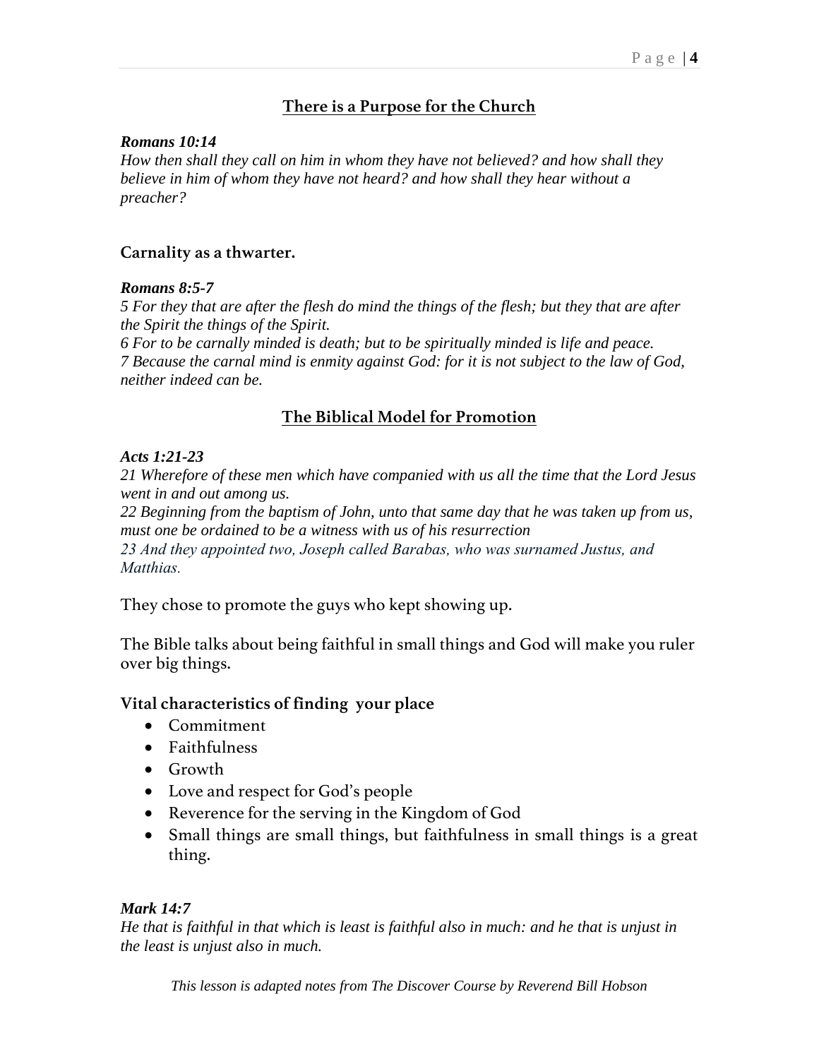## There is a Purpose for the Church

***Romans 10:14***
*How then shall they call on him in whom they have not believed? and how shall they believe in him of whom they have not heard? and how shall they hear without a preacher?*

### Carnality as a thwarter.

***Romans 8:5-7***
*5 For they that are after the flesh do mind the things of the flesh; but they that are after the Spirit the things of the Spirit.*
*6 For to be carnally minded is death; but to be spiritually minded is life and peace.*
*7 Because the carnal mind is enmity against God: for it is not subject to the law of God, neither indeed can be.*

## The Biblical Model for Promotion

***Acts 1:21-23***
*21 Wherefore of these men which have companied with us all the time that the Lord Jesus went in and out among us.*
*22 Beginning from the baptism of John, unto that same day that he was taken up from us, must one be ordained to be a witness with us of his resurrection*
*23 And they appointed two, Joseph called Barabas, who was surnamed Justus, and Matthias.*

They chose to promote the guys who kept showing up.

The Bible talks about being faithful in small things and God will make you ruler over big things.

### Vital characteristics of finding your place

- Commitment
- Faithfulness
- Growth
- Love and respect for God's people
- Reverence for the serving in the Kingdom of God
- Small things are small things, but faithfulness in small things is a great thing.

***Mark 14:7***
*He that is faithful in that which is least is faithful also in much: and he that is unjust in the least is unjust also in much.*

*This lesson is adapted notes from The Discover Course by Reverend Bill Hobson*